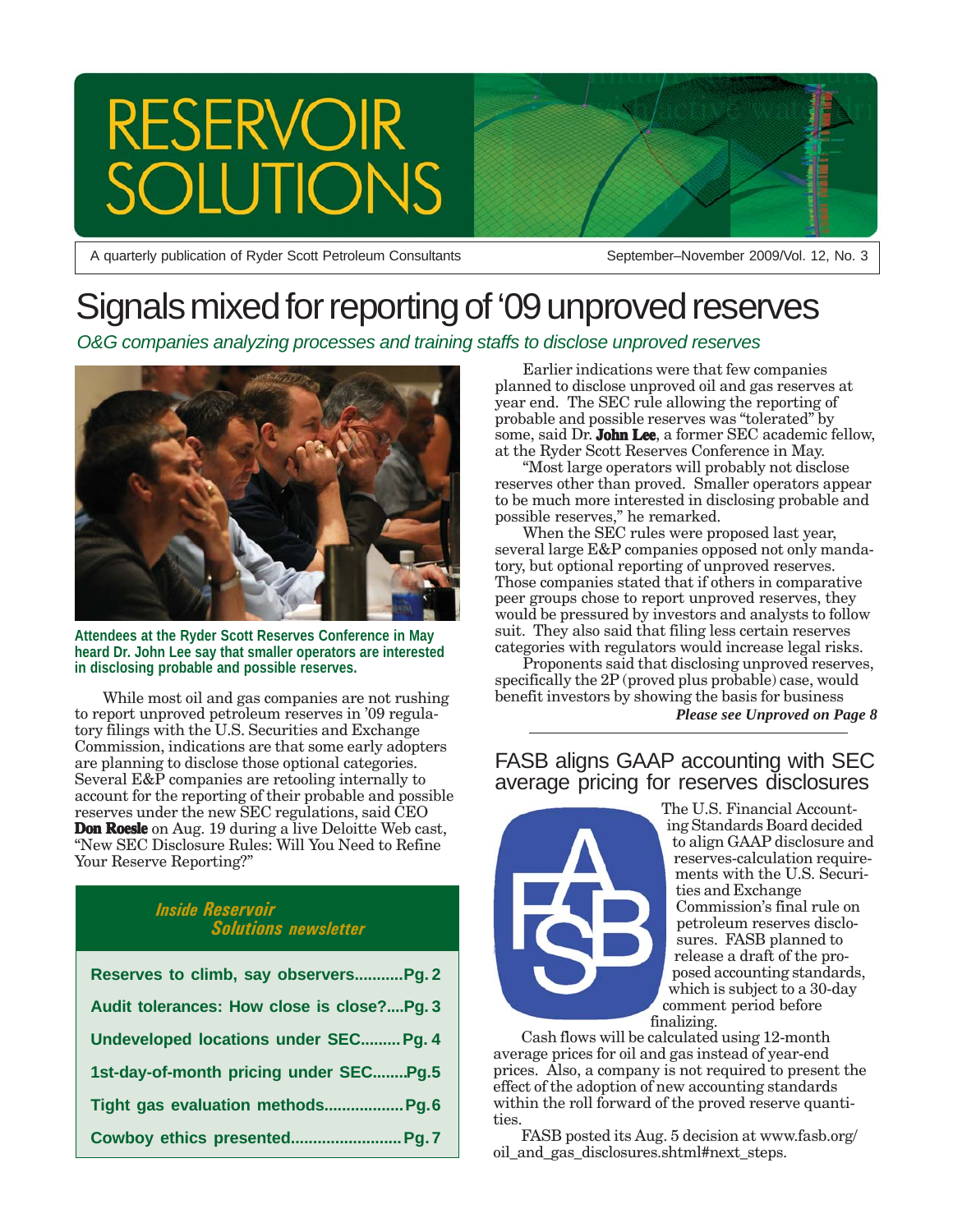# RESERVOIR SOLUTIONS

A quarterly publication of Ryder Scott Petroleum Consultants

September–November 2009/Vol. 12, No. 3

# Signals mixed for reporting of '09 unproved reserves

*O&G companies analyzing processes and training staffs to disclose unproved reserves*

**Attendees at the Ryder Scott Reserves Conference in May heard Dr. John Lee say that smaller operators are interested in disclosing probable and possible reserves.**

While most oil and gas companies are not rushing to report unproved petroleum reserves in '09 regulatory filings with the U.S. Securities and Exchange Commission, indications are that some early adopters are planning to disclose those optional categories. Several E&P companies are retooling internally to account for the reporting of their probable and possible reserves under the new SEC regulations, said CEO **Don Roesle** on Aug. 19 during a live Deloitte Web cast, "New SEC Disclosure Rules: Will You Need to Refine Your Reserve Reporting?"

Earlier indications were that few companies planned to disclose unproved oil and gas reserves at year end. The SEC rule allowing the reporting of probable and possible reserves was "tolerated" by some, said Dr. **John Lee**, a former SEC academic fellow, at the Ryder Scott Reserves Conference in May.

"Most large operators will probably not disclose reserves other than proved. Smaller operators appear to be much more interested in disclosing probable and possible reserves," he remarked.

When the SEC rules were proposed last year, several large E&P companies opposed not only mandatory, but optional reporting of unproved reserves. Those companies stated that if others in comparative peer groups chose to report unproved reserves, they would be pressured by investors and analysts to follow suit. They also said that filing less certain reserves categories with regulators would increase legal risks.

Proponents said that disclosing unproved reserves, specifically the 2P (proved plus probable) case, would benefit investors by showing the basis for business

***Please see Unproved on Page 8***

***Inside Reservoir Solutions newsletter***

- **Reserves to climb, say observers...........Pg. 2**
- **Audit tolerances: How close is close?....Pg. 3**
- **Undeveloped locations under SEC.........Pg. 4**
- **1st-day-of-month pricing under SEC........Pg.5**
- **Tight gas evaluation methods..................Pg.6**
- **Cowboy ethics presented.........................Pg.7**

## FASB aligns GAAP accounting with SEC average pricing for reserves disclosures

The U.S. Financial Accounting Standards Board decided to align GAAP disclosure and reserves-calculation requirements with the U.S. Securities and Exchange Commission's final rule on petroleum reserves disclosures. FASB planned to release a draft of the proposed accounting standards, which is subject to a 30-day comment period before finalizing.

Cash flows will be calculated using 12-month average prices for oil and gas instead of year-end prices. Also, a company is not required to present the effect of the adoption of new accounting standards within the roll forward of the proved reserve quantities.

FASB posted its Aug. 5 decision at www.fasb.org/oil_and_gas_disclosures.shtml#next_steps.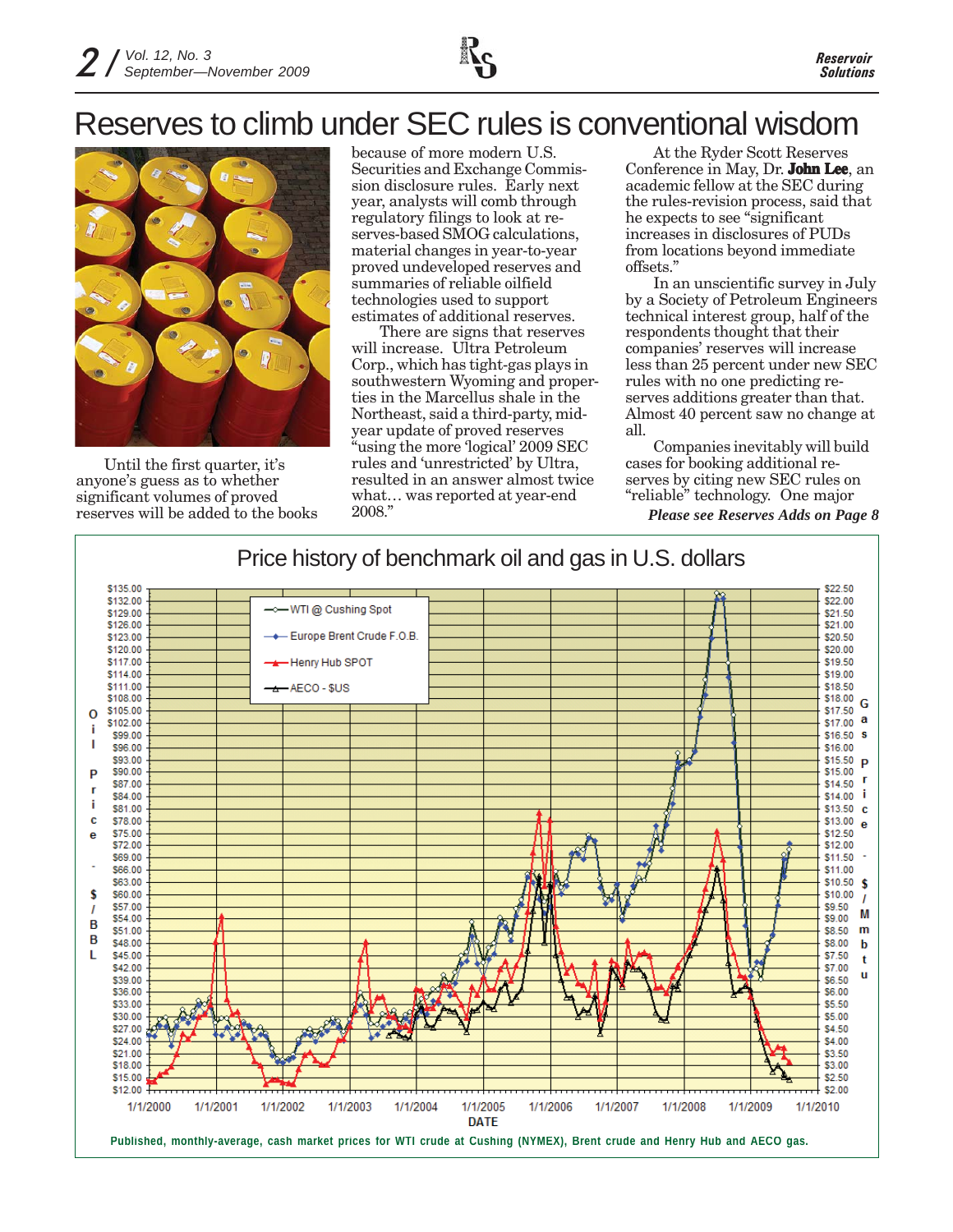# Reserves to climb under SEC rules is conventional wisdom

Until the first quarter, it's anyone's guess as to whether significant volumes of proved reserves will be added to the books because of more modern U.S. Securities and Exchange Commission disclosure rules. Early next year, analysts will comb through regulatory filings to look at reserves-based SMOG calculations, material changes in year-to-year proved undeveloped reserves and summaries of reliable oilfield technologies used to support estimates of additional reserves.

There are signs that reserves will increase. Ultra Petroleum Corp., which has tight-gas plays in southwestern Wyoming and properties in the Marcellus shale in the Northeast, said a third-party, midyear update of proved reserves "using the more 'logical' 2009 SEC rules and 'unrestricted' by Ultra, resulted in an answer almost twice what… was reported at year-end 2008."

At the Ryder Scott Reserves Conference in May, Dr. **John Lee**, an academic fellow at the SEC during the rules-revision process, said that he expects to see "significant increases in disclosures of PUDs from locations beyond immediate offsets."

In an unscientific survey in July by a Society of Petroleum Engineers technical interest group, half of the respondents thought that their companies' reserves will increase less than 25 percent under new SEC rules with no one predicting reserves additions greater than that. Almost 40 percent saw no change at all.

Companies inevitably will build cases for booking additional reserves by citing new SEC rules on "reliable" technology. One major

***Please see Reserves Adds on Page 8***

## Price history of benchmark oil and gas in U.S. dollars

Published, monthly-average, cash market prices for WTI crude at Cushing (NYMEX), Brent crude and Henry Hub and AECO gas.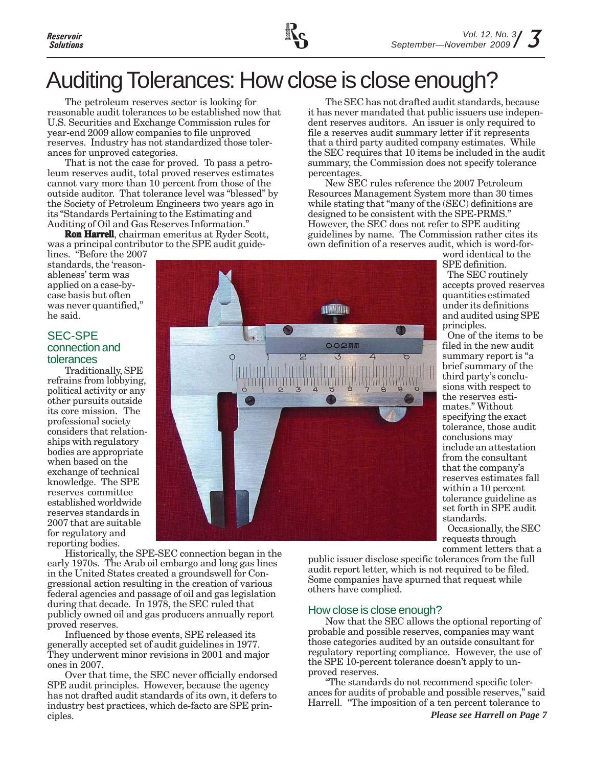# Auditing Tolerances: How close is close enough?

The petroleum reserves sector is looking for reasonable audit tolerances to be established now that U.S. Securities and Exchange Commission rules for year-end 2009 allow companies to file unproved reserves. Industry has not standardized those tolerances for unproved categories.

That is not the case for proved. To pass a petroleum reserves audit, total proved reserves estimates cannot vary more than 10 percent from those of the outside auditor. That tolerance level was "blessed" by the Society of Petroleum Engineers two years ago in its "Standards Pertaining to the Estimating and Auditing of Oil and Gas Reserves Information."

**Ron Harrell**, chairman emeritus at Ryder Scott, was a principal contributor to the SPE audit guidelines. "Before the 2007 standards, the 'reasonableness' term was applied on a case-by-case basis but often was never quantified," he said.

## SEC-SPE connection and tolerances

Traditionally, SPE refrains from lobbying, political activity or any other pursuits outside its core mission. The professional society considers that relationships with regulatory bodies are appropriate when based on the exchange of technical knowledge. The SPE reserves committee established worldwide reserves standards in 2007 that are suitable for regulatory and reporting bodies.

Historically, the SPE-SEC connection began in the early 1970s. The Arab oil embargo and long gas lines in the United States created a groundswell for Congressional action resulting in the creation of various federal agencies and passage of oil and gas legislation during that decade. In 1978, the SEC ruled that publicly owned oil and gas producers annually report proved reserves.

Influenced by those events, SPE released its generally accepted set of audit guidelines in 1977. They underwent minor revisions in 2001 and major ones in 2007.

Over that time, the SEC never officially endorsed SPE audit principles. However, because the agency has not drafted audit standards of its own, it defers to industry best practices, which de-facto are SPE principles.

The SEC has not drafted audit standards, because it has never mandated that public issuers use independent reserves auditors. An issuer is only required to file a reserves audit summary letter if it represents that a third party audited company estimates. While the SEC requires that 10 items be included in the audit summary, the Commission does not specify tolerance percentages.

New SEC rules reference the 2007 Petroleum Resources Management System more than 30 times while stating that "many of the (SEC) definitions are designed to be consistent with the SPE-PRMS." However, the SEC does not refer to SPE auditing guidelines by name. The Commission rather cites its own definition of a reserves audit, which is word-for-word identical to the SPE definition.

The SEC routinely accepts proved reserves quantities estimated under its definitions and audited using SPE principles.

One of the items to be filed in the new audit summary report is "a brief summary of the third party's conclusions with respect to the reserves estimates." Without specifying the exact tolerance, those audit conclusions may include an attestation from the consultant that the company's reserves estimates fall within a 10 percent tolerance guideline as set forth in SPE audit standards.

Occasionally, the SEC requests through comment letters that a public issuer disclose specific tolerances from the full audit report letter, which is not required to be filed. Some companies have spurned that request while others have complied.

## How close is close enough?

Now that the SEC allows the optional reporting of probable and possible reserves, companies may want those categories audited by an outside consultant for regulatory reporting compliance. However, the use of the SPE 10-percent tolerance doesn't apply to unproved reserves.

"The standards do not recommend specific tolerances for audits of probable and possible reserves," said Harrell. "The imposition of a ten percent tolerance to

***Please see Harrell on Page 7***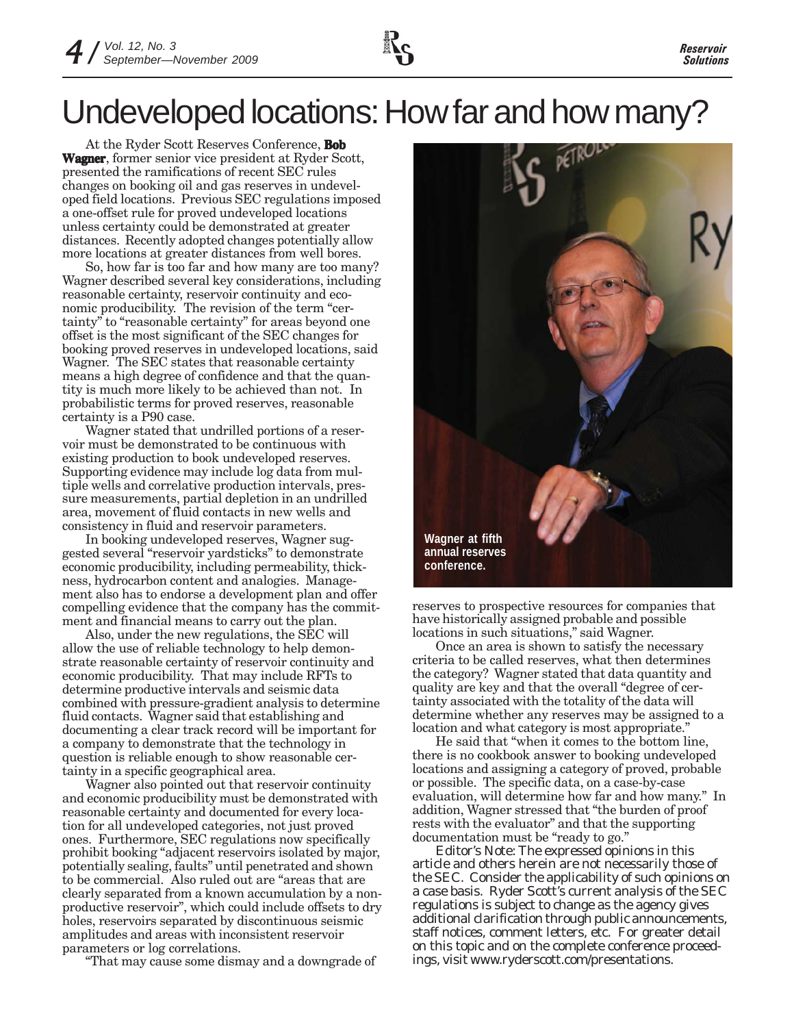# Undeveloped locations: How far and how many?

At the Ryder Scott Reserves Conference, **Bob Wagner**, former senior vice president at Ryder Scott, presented the ramifications of recent SEC rules changes on booking oil and gas reserves in undeveloped field locations. Previous SEC regulations imposed a one-offset rule for proved undeveloped locations unless certainty could be demonstrated at greater distances. Recently adopted changes potentially allow more locations at greater distances from well bores.

So, how far is too far and how many are too many? Wagner described several key considerations, including reasonable certainty, reservoir continuity and economic producibility. The revision of the term "certainty" to "reasonable certainty" for areas beyond one offset is the most significant of the SEC changes for booking proved reserves in undeveloped locations, said Wagner. The SEC states that reasonable certainty means a high degree of confidence and that the quantity is much more likely to be achieved than not. In probabilistic terms for proved reserves, reasonable certainty is a P90 case.

Wagner stated that undrilled portions of a reservoir must be demonstrated to be continuous with existing production to book undeveloped reserves. Supporting evidence may include log data from multiple wells and correlative production intervals, pressure measurements, partial depletion in an undrilled area, movement of fluid contacts in new wells and consistency in fluid and reservoir parameters.

In booking undeveloped reserves, Wagner suggested several "reservoir yardsticks" to demonstrate economic producibility, including permeability, thickness, hydrocarbon content and analogies. Management also has to endorse a development plan and offer compelling evidence that the company has the commitment and financial means to carry out the plan.

Also, under the new regulations, the SEC will allow the use of reliable technology to help demonstrate reasonable certainty of reservoir continuity and economic producibility. That may include RFTs to determine productive intervals and seismic data combined with pressure-gradient analysis to determine fluid contacts. Wagner said that establishing and documenting a clear track record will be important for a company to demonstrate that the technology in question is reliable enough to show reasonable certainty in a specific geographical area.

Wagner also pointed out that reservoir continuity and economic producibility must be demonstrated with reasonable certainty and documented for every location for all undeveloped categories, not just proved ones. Furthermore, SEC regulations now specifically prohibit booking "adjacent reservoirs isolated by major, potentially sealing, faults" until penetrated and shown to be commercial. Also ruled out are "areas that are clearly separated from a known accumulation by a nonproductive reservoir", which could include offsets to dry holes, reservoirs separated by discontinuous seismic amplitudes and areas with inconsistent reservoir parameters or log correlations.

"That may cause some dismay and a downgrade of reserves to prospective resources for companies that have historically assigned probable and possible locations in such situations," said Wagner.

Wagner at fifth annual reserves conference.

Once an area is shown to satisfy the necessary criteria to be called reserves, what then determines the category? Wagner stated that data quantity and quality are key and that the overall "degree of certainty associated with the totality of the data will determine whether any reserves may be assigned to a location and what category is most appropriate."

He said that "when it comes to the bottom line, there is no cookbook answer to booking undeveloped locations and assigning a category of proved, probable or possible. The specific data, on a case-by-case evaluation, will determine how far and how many." In addition, Wagner stressed that "the burden of proof rests with the evaluator" and that the supporting documentation must be "ready to go."

*Editor's Note: The expressed opinions in this article and others herein are not necessarily those of the SEC. Consider the applicability of such opinions on a case basis. Ryder Scott's current analysis of the SEC regulations is subject to change as the agency gives additional clarification through public announcements, staff notices, comment letters, etc. For greater detail on this topic and on the complete conference proceedings, visit www.ryderscott.com/presentations.*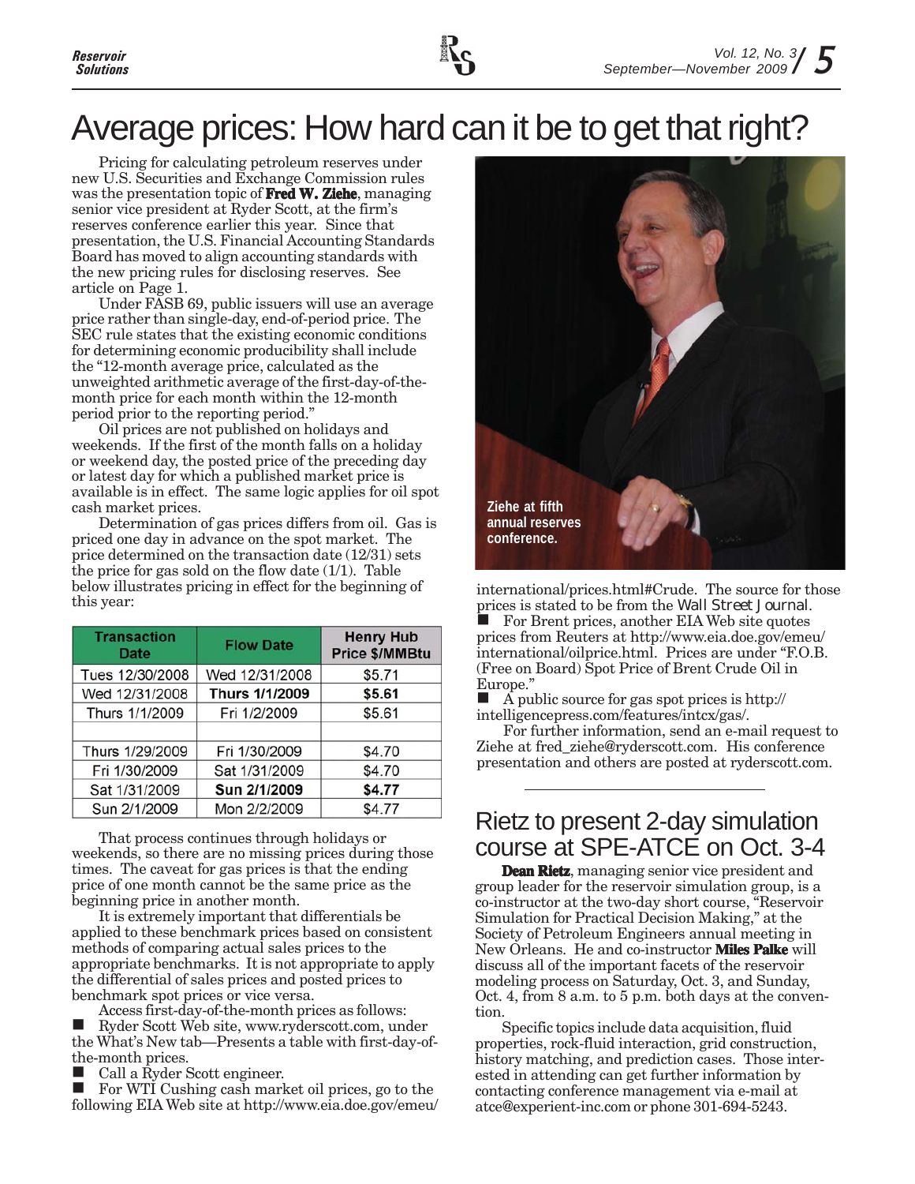# Average prices: How hard can it be to get that right?

Pricing for calculating petroleum reserves under new U.S. Securities and Exchange Commission rules was the presentation topic of **Fred W. Ziehe**, managing senior vice president at Ryder Scott, at the firm's reserves conference earlier this year. Since that presentation, the U.S. Financial Accounting Standards Board has moved to align accounting standards with the new pricing rules for disclosing reserves. See article on Page 1.

Under FASB 69, public issuers will use an average price rather than single-day, end-of-period price. The SEC rule states that the existing economic conditions for determining economic producibility shall include the "12-month average price, calculated as the unweighted arithmetic average of the first-day-of-the-month price for each month within the 12-month period prior to the reporting period."

Oil prices are not published on holidays and weekends. If the first of the month falls on a holiday or weekend day, the posted price of the preceding day or latest day for which a published market price is available is in effect. The same logic applies for oil spot cash market prices.

Determination of gas prices differs from oil. Gas is priced one day in advance on the spot market. The price determined on the transaction date (12/31) sets the price for gas sold on the flow date (1/1). Table below illustrates pricing in effect for the beginning of this year:

| Transaction Date | Flow Date | Henry Hub Price $/MMBtu |
|---|---|---|
| Tues 12/30/2008 | Wed 12/31/2008 | $5.71 |
| Wed 12/31/2008 | **Thurs 1/1/2009** | **$5.61** |
| Thurs 1/1/2009 | Fri 1/2/2009 | $5.61 |
| | | |
| Thurs 1/29/2009 | Fri 1/30/2009 | $4.70 |
| Fri 1/30/2009 | Sat 1/31/2009 | $4.70 |
| Sat 1/31/2009 | **Sun 2/1/2009** | **$4.77** |
| Sun 2/1/2009 | Mon 2/2/2009 | $4.77 |

That process continues through holidays or weekends, so there are no missing prices during those times. The caveat for gas prices is that the ending price of one month cannot be the same price as the beginning price in another month.

It is extremely important that differentials be applied to these benchmark prices based on consistent methods of comparing actual sales prices to the appropriate benchmarks. It is not appropriate to apply the differential of sales prices and posted prices to benchmark spot prices or vice versa.

Access first-day-of-the-month prices as follows:

- Ryder Scott Web site, www.ryderscott.com, under the What's New tab—Presents a table with first-day-of-the-month prices.
- Call a Ryder Scott engineer.
- For WTI Cushing cash market oil prices, go to the following EIA Web site at http://www.eia.doe.gov/emeu/international/prices.html#Crude. The source for those prices is stated to be from the *Wall Street Journal*.
- For Brent prices, another EIA Web site quotes prices from Reuters at http://www.eia.doe.gov/emeu/international/oilprice.html. Prices are under "F.O.B. (Free on Board) Spot Price of Brent Crude Oil in Europe."
- A public source for gas spot prices is http://intelligencepress.com/features/intcx/gas/.

For further information, send an e-mail request to Ziehe at fred_ziehe@ryderscott.com. His conference presentation and others are posted at ryderscott.com.

Ziehe at fifth annual reserves conference.

## Rietz to present 2-day simulation course at SPE-ATCE on Oct. 3-4

**Dean Rietz**, managing senior vice president and group leader for the reservoir simulation group, is a co-instructor at the two-day short course, "Reservoir Simulation for Practical Decision Making," at the Society of Petroleum Engineers annual meeting in New Orleans. He and co-instructor **Miles Palke** will discuss all of the important facets of the reservoir modeling process on Saturday, Oct. 3, and Sunday, Oct. 4, from 8 a.m. to 5 p.m. both days at the convention.

Specific topics include data acquisition, fluid properties, rock-fluid interaction, grid construction, history matching, and prediction cases. Those interested in attending can get further information by contacting conference management via e-mail at atce@experient-inc.com or phone 301-694-5243.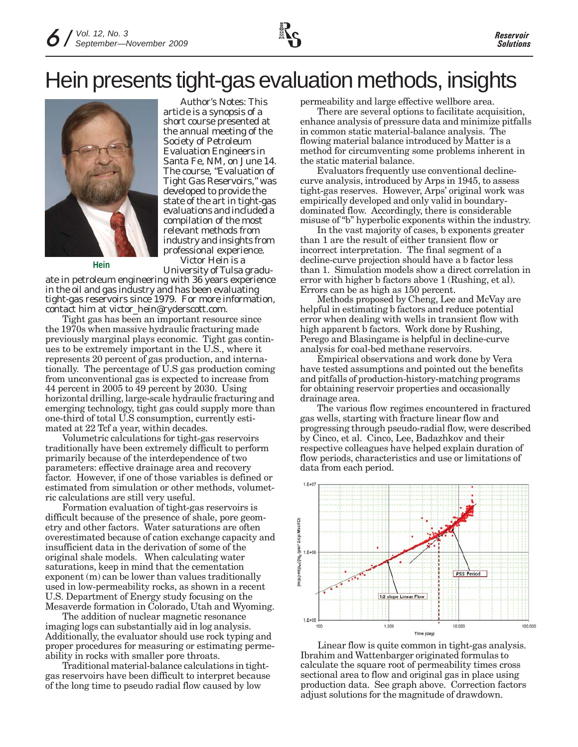# Hein presents tight-gas evaluation methods, insights

Hein

Author's Notes: This article is a synopsis of a short course presented at the annual meeting of the Society of Petroleum Evaluation Engineers in Santa Fe, NM, on June 14. The course, "Evaluation of Tight Gas Reservoirs," was developed to provide the state of the art in tight-gas evaluations and included a compilation of the most relevant methods from industry and insights from professional experience.

Victor Hein is a University of Tulsa graduate in petroleum engineering with 36 years experience in the oil and gas industry and has been evaluating tight-gas reservoirs since 1979. For more information, contact him at victor_hein@ryderscott.com.

Tight gas has been an important resource since the 1970s when massive hydraulic fracturing made previously marginal plays economic. Tight gas continues to be extremely important in the U.S., where it represents 20 percent of gas production, and internationally. The percentage of U.S gas production coming from unconventional gas is expected to increase from 44 percent in 2005 to 49 percent by 2030. Using horizontal drilling, large-scale hydraulic fracturing and emerging technology, tight gas could supply more than one-third of total U.S consumption, currently estimated at 22 Tcf a year, within decades.

Volumetric calculations for tight-gas reservoirs traditionally have been extremely difficult to perform primarily because of the interdependence of two parameters: effective drainage area and recovery factor. However, if one of those variables is defined or estimated from simulation or other methods, volumetric calculations are still very useful.

Formation evaluation of tight-gas reservoirs is difficult because of the presence of shale, pore geometry and other factors. Water saturations are often overestimated because of cation exchange capacity and insufficient data in the derivation of some of the original shale models. When calculating water saturations, keep in mind that the cementation exponent (m) can be lower than values traditionally used in low-permeability rocks, as shown in a recent U.S. Department of Energy study focusing on the Mesaverde formation in Colorado, Utah and Wyoming.

The addition of nuclear magnetic resonance imaging logs can substantially aid in log analysis. Additionally, the evaluator should use rock typing and proper procedures for measuring or estimating permeability in rocks with smaller pore throats.

Traditional material-balance calculations in tight-gas reservoirs have been difficult to interpret because of the long time to pseudo radial flow caused by low permeability and large effective wellbore area.

There are several options to facilitate acquisition, enhance analysis of pressure data and minimize pitfalls in common static material-balance analysis. The flowing material balance introduced by Matter is a method for circumventing some problems inherent in the static material balance.

Evaluators frequently use conventional decline-curve analysis, introduced by Arps in 1945, to assess tight-gas reserves. However, Arps' original work was empirically developed and only valid in boundary-dominated flow. Accordingly, there is considerable misuse of "b" hyperbolic exponents within the industry.

In the vast majority of cases, b exponents greater than 1 are the result of either transient flow or incorrect interpretation. The final segment of a decline-curve projection should have a b factor less than 1. Simulation models show a direct correlation in error with higher b factors above 1 (Rushing, et al). Errors can be as high as 150 percent.

Methods proposed by Cheng, Lee and McVay are helpful in estimating b factors and reduce potential error when dealing with wells in transient flow with high apparent b factors. Work done by Rushing, Perego and Blasingame is helpful in decline-curve analysis for coal-bed methane reservoirs.

Empirical observations and work done by Vera have tested assumptions and pointed out the benefits and pitfalls of production-history-matching programs for obtaining reservoir properties and occasionally drainage area.

The various flow regimes encountered in fractured gas wells, starting with fracture linear flow and progressing through pseudo-radial flow, were described by Cinco, et al. Cinco, Lee, Badazhkov and their respective colleagues have helped explain duration of flow periods, characteristics and use or limitations of data from each period.

Linear flow is quite common in tight-gas analysis. Ibrahim and Wattenbarger originated formulas to calculate the square root of permeability times cross sectional area to flow and original gas in place using production data. See graph above. Correction factors adjust solutions for the magnitude of drawdown.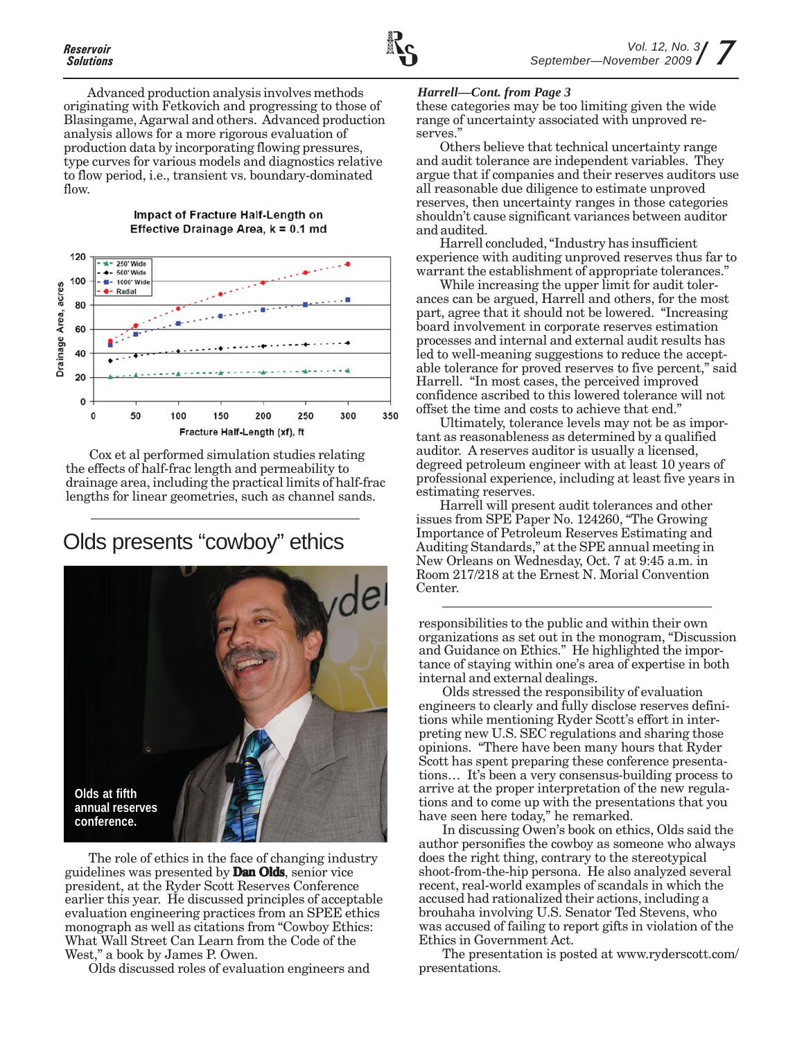Advanced production analysis involves methods originating with Fetkovich and progressing to those of Blasingame, Agarwal and others. Advanced production analysis allows for a more rigorous evaluation of production data by incorporating flowing pressures, type curves for various models and diagnostics relative to flow period, i.e., transient vs. boundary-dominated flow.

**Impact of Fracture Half-Length on Effective Drainage Area, k = 0.1 md**

Cox et al performed simulation studies relating the effects of half-frac length and permeability to drainage area, including the practical limits of half-frac lengths for linear geometries, such as channel sands.

# Olds presents "cowboy" ethics

Olds at fifth annual reserves conference.

The role of ethics in the face of changing industry guidelines was presented by **Dan Olds**, senior vice president, at the Ryder Scott Reserves Conference earlier this year. He discussed principles of acceptable evaluation engineering practices from an SPEE ethics monograph as well as citations from "Cowboy Ethics: What Wall Street Can Learn from the Code of the West," a book by James P. Owen.

Olds discussed roles of evaluation engineers and responsibilities to the public and within their own organizations as set out in the monogram, "Discussion and Guidance on Ethics." He highlighted the importance of staying within one's area of expertise in both internal and external dealings.

Olds stressed the responsibility of evaluation engineers to clearly and fully disclose reserves definitions while mentioning Ryder Scott's effort in interpreting new U.S. SEC regulations and sharing those opinions. "There have been many hours that Ryder Scott has spent preparing these conference presentations… It's been a very consensus-building process to arrive at the proper interpretation of the new regulations and to come up with the presentations that you have seen here today," he remarked.

In discussing Owen's book on ethics, Olds said the author personifies the cowboy as someone who always does the right thing, contrary to the stereotypical shoot-from-the-hip persona. He also analyzed several recent, real-world examples of scandals in which the accused had rationalized their actions, including a brouhaha involving U.S. Senator Ted Stevens, who was accused of failing to report gifts in violation of the Ethics in Government Act.

The presentation is posted at www.ryderscott.com/presentations.

---

***Harrell—Cont. from Page 3***

these categories may be too limiting given the wide range of uncertainty associated with unproved reserves."

Others believe that technical uncertainty range and audit tolerance are independent variables. They argue that if companies and their reserves auditors use all reasonable due diligence to estimate unproved reserves, then uncertainty ranges in those categories shouldn't cause significant variances between auditor and audited.

Harrell concluded, "Industry has insufficient experience with auditing unproved reserves thus far to warrant the establishment of appropriate tolerances."

While increasing the upper limit for audit tolerances can be argued, Harrell and others, for the most part, agree that it should not be lowered. "Increasing board involvement in corporate reserves estimation processes and internal and external audit results has led to well-meaning suggestions to reduce the acceptable tolerance for proved reserves to five percent," said Harrell. "In most cases, the perceived improved confidence ascribed to this lowered tolerance will not offset the time and costs to achieve that end."

Ultimately, tolerance levels may not be as important as reasonableness as determined by a qualified auditor. A reserves auditor is usually a licensed, degreed petroleum engineer with at least 10 years of professional experience, including at least five years in estimating reserves.

Harrell will present audit tolerances and other issues from SPE Paper No. 124260, "The Growing Importance of Petroleum Reserves Estimating and Auditing Standards," at the SPE annual meeting in New Orleans on Wednesday, Oct. 7 at 9:45 a.m. in Room 217/218 at the Ernest N. Morial Convention Center.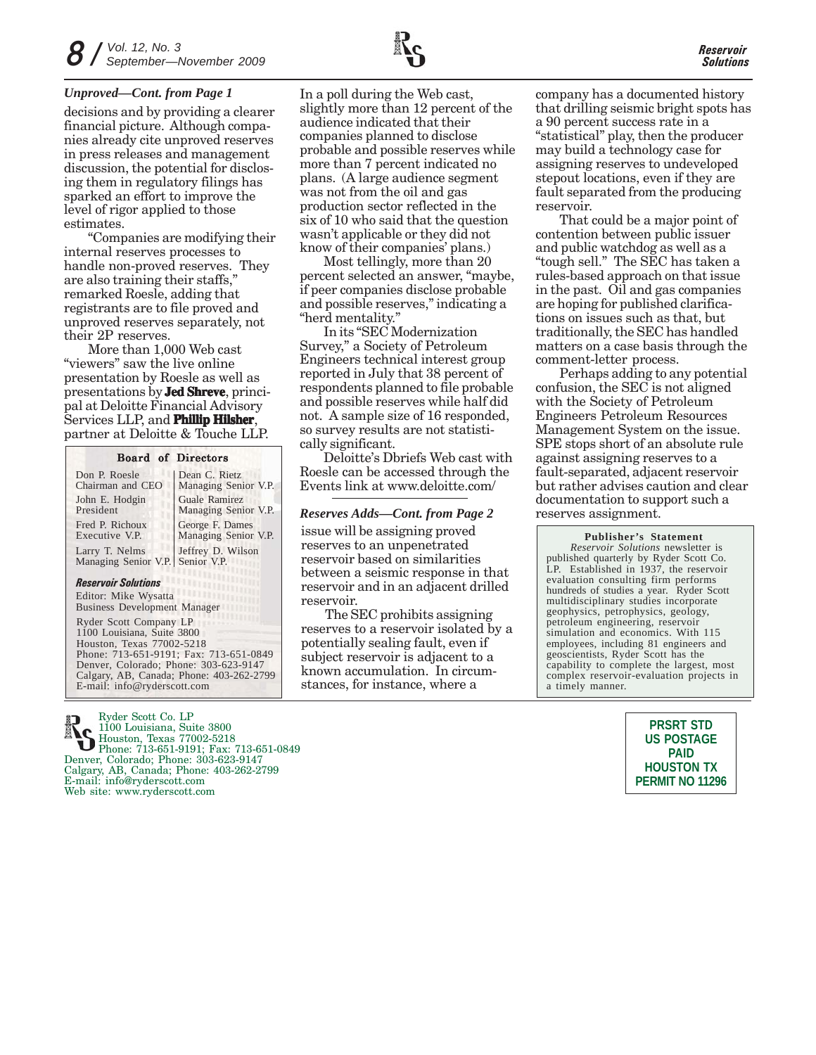*Unproved—Cont. from Page 1*

decisions and by providing a clearer financial picture. Although companies already cite unproved reserves in press releases and management discussion, the potential for disclosing them in regulatory filings has sparked an effort to improve the level of rigor applied to those estimates.

"Companies are modifying their internal reserves processes to handle non-proved reserves. They are also training their staffs," remarked Roesle, adding that registrants are to file proved and unproved reserves separately, not their 2P reserves.

More than 1,000 Web cast "viewers" saw the live online presentation by Roesle as well as presentations by **Jed Shreve**, principal at Deloitte Financial Advisory Services LLP, and **Phillip Hilsher**, partner at Deloitte & Touche LLP.

In a poll during the Web cast, slightly more than 12 percent of the audience indicated that their companies planned to disclose probable and possible reserves while more than 7 percent indicated no plans. (A large audience segment was not from the oil and gas production sector reflected in the six of 10 who said that the question wasn't applicable or they did not know of their companies' plans.)

Most tellingly, more than 20 percent selected an answer, "maybe, if peer companies disclose probable and possible reserves," indicating a "herd mentality."

In its "SEC Modernization Survey," a Society of Petroleum Engineers technical interest group reported in July that 38 percent of respondents planned to file probable and possible reserves while half did not. A sample size of 16 responded, so survey results are not statistically significant.

Deloitte's Dbriefs Web cast with Roesle can be accessed through the Events link at www.deloitte.com/

*Reserves Adds—Cont. from Page 2*

issue will be assigning proved reserves to an unpenetrated reservoir based on similarities between a seismic response in that reservoir and in an adjacent drilled reservoir.

The SEC prohibits assigning reserves to a reservoir isolated by a potentially sealing fault, even if subject reservoir is adjacent to a known accumulation. In circumstances, for instance, where a company has a documented history that drilling seismic bright spots has a 90 percent success rate in a "statistical" play, then the producer may build a technology case for assigning reserves to undeveloped stepout locations, even if they are fault separated from the producing reservoir.

That could be a major point of contention between public issuer and public watchdog as well as a "tough sell." The SEC has taken a rules-based approach on that issue in the past. Oil and gas companies are hoping for published clarifications on issues such as that, but traditionally, the SEC has handled matters on a case basis through the comment-letter process.

Perhaps adding to any potential confusion, the SEC is not aligned with the Society of Petroleum Engineers Petroleum Resources Management System on the issue. SPE stops short of an absolute rule against assigning reserves to a fault-separated, adjacent reservoir but rather advises caution and clear documentation to support such a reserves assignment.

**Board of Directors**

| | |
|---|---|
| Don P. Roesle<br>Chairman and CEO | Dean C. Rietz<br>Managing Senior V.P. |
| John E. Hodgin<br>President | Guale Ramirez<br>Managing Senior V.P. |
| Fred P. Richoux<br>Executive V.P. | George F. Dames<br>Managing Senior V.P. |
| Larry T. Nelms<br>Managing Senior V.P. | Jeffrey D. Wilson<br>Senior V.P. |

***Reservoir Solutions***

Editor: Mike Wysatta
Business Development Manager

Ryder Scott Company LP
1100 Louisiana, Suite 3800
Houston, Texas 77002-5218
Phone: 713-651-9191; Fax: 713-651-0849
Denver, Colorado; Phone: 303-623-9147
Calgary, AB, Canada; Phone: 403-262-2799
E-mail: info@ryderscott.com

**Publisher's Statement**

*Reservoir Solutions* newsletter is published quarterly by Ryder Scott Co. LP. Established in 1937, the reservoir evaluation consulting firm performs hundreds of studies a year. Ryder Scott multidisciplinary studies incorporate geophysics, petrophysics, geology, petroleum engineering, reservoir simulation and economics. With 115 employees, including 81 engineers and geoscientists, Ryder Scott has the capability to complete the largest, most complex reservoir-evaluation projects in a timely manner.

Ryder Scott Co. LP
1100 Louisiana, Suite 3800
Houston, Texas 77002-5218
Phone: 713-651-9191; Fax: 713-651-0849
Denver, Colorado; Phone: 303-623-9147
Calgary, AB, Canada; Phone: 403-262-2799
E-mail: info@ryderscott.com
Web site: www.ryderscott.com

PRSRT STD
US POSTAGE
PAID
HOUSTON TX
PERMIT NO 11296